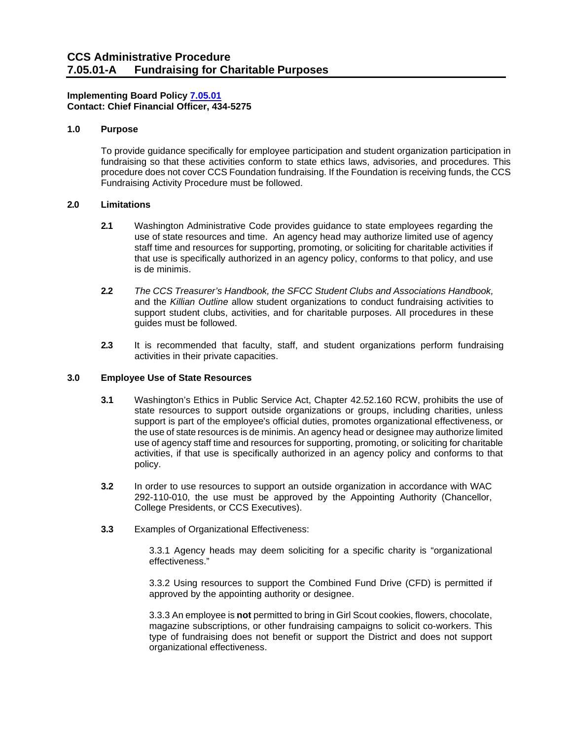# CCS Administrative Procedure
# 7.05.01-A Fundraising for Charitable Purposes

**Implementing Board Policy [7.05.01](7.05.01)**
**Contact: Chief Financial Officer, 434-5275**

## 1.0 Purpose

To provide guidance specifically for employee participation and student organization participation in fundraising so that these activities conform to state ethics laws, advisories, and procedures. This procedure does not cover CCS Foundation fundraising. If the Foundation is receiving funds, the CCS Fundraising Activity Procedure must be followed.

## 2.0 Limitations

**2.1** Washington Administrative Code provides guidance to state employees regarding the use of state resources and time. An agency head may authorize limited use of agency staff time and resources for supporting, promoting, or soliciting for charitable activities if that use is specifically authorized in an agency policy, conforms to that policy, and use is de minimis.

**2.2** *The CCS Treasurer's Handbook, the SFCC Student Clubs and Associations Handbook,* and the *Killian Outline* allow student organizations to conduct fundraising activities to support student clubs, activities, and for charitable purposes. All procedures in these guides must be followed.

**2.3** It is recommended that faculty, staff, and student organizations perform fundraising activities in their private capacities.

## 3.0 Employee Use of State Resources

**3.1** Washington's Ethics in Public Service Act, Chapter 42.52.160 RCW, prohibits the use of state resources to support outside organizations or groups, including charities, unless support is part of the employee's official duties, promotes organizational effectiveness, or the use of state resources is de minimis. An agency head or designee may authorize limited use of agency staff time and resources for supporting, promoting, or soliciting for charitable activities, if that use is specifically authorized in an agency policy and conforms to that policy.

**3.2** In order to use resources to support an outside organization in accordance with WAC 292-110-010, the use must be approved by the Appointing Authority (Chancellor, College Presidents, or CCS Executives).

**3.3** Examples of Organizational Effectiveness:

3.3.1 Agency heads may deem soliciting for a specific charity is "organizational effectiveness."

3.3.2 Using resources to support the Combined Fund Drive (CFD) is permitted if approved by the appointing authority or designee.

3.3.3 An employee is **not** permitted to bring in Girl Scout cookies, flowers, chocolate, magazine subscriptions, or other fundraising campaigns to solicit co-workers. This type of fundraising does not benefit or support the District and does not support organizational effectiveness.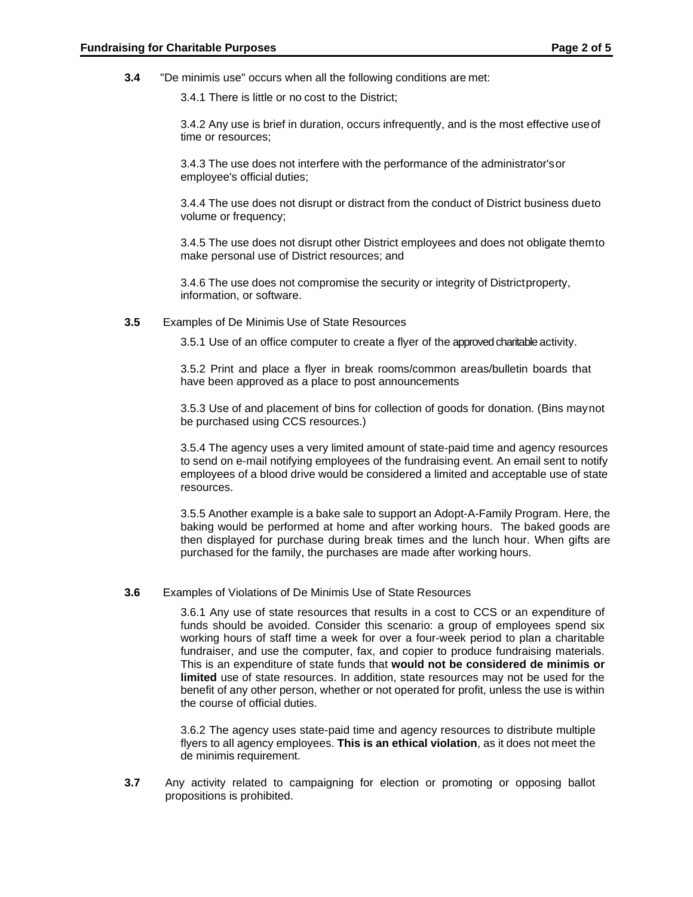**3.4** "De minimis use" occurs when all the following conditions are met:

3.4.1 There is little or no cost to the District;

3.4.2 Any use is brief in duration, occurs infrequently, and is the most effective use of time or resources;

3.4.3 The use does not interfere with the performance of the administrator's or employee's official duties;

3.4.4 The use does not disrupt or distract from the conduct of District business due to volume or frequency;

3.4.5 The use does not disrupt other District employees and does not obligate them to make personal use of District resources; and

3.4.6 The use does not compromise the security or integrity of District property, information, or software.

**3.5** Examples of De Minimis Use of State Resources

3.5.1 Use of an office computer to create a flyer of the approved charitable activity.

3.5.2 Print and place a flyer in break rooms/common areas/bulletin boards that have been approved as a place to post announcements

3.5.3 Use of and placement of bins for collection of goods for donation. (Bins may not be purchased using CCS resources.)

3.5.4 The agency uses a very limited amount of state-paid time and agency resources to send on e-mail notifying employees of the fundraising event. An email sent to notify employees of a blood drive would be considered a limited and acceptable use of state resources.

3.5.5 Another example is a bake sale to support an Adopt-A-Family Program. Here, the baking would be performed at home and after working hours. The baked goods are then displayed for purchase during break times and the lunch hour. When gifts are purchased for the family, the purchases are made after working hours.

**3.6** Examples of Violations of De Minimis Use of State Resources

3.6.1 Any use of state resources that results in a cost to CCS or an expenditure of funds should be avoided. Consider this scenario: a group of employees spend six working hours of staff time a week for over a four-week period to plan a charitable fundraiser, and use the computer, fax, and copier to produce fundraising materials. This is an expenditure of state funds that **would not be considered de minimis or limited** use of state resources. In addition, state resources may not be used for the benefit of any other person, whether or not operated for profit, unless the use is within the course of official duties.

3.6.2 The agency uses state-paid time and agency resources to distribute multiple flyers to all agency employees. **This is an ethical violation**, as it does not meet the de minimis requirement.

**3.7** Any activity related to campaigning for election or promoting or opposing ballot propositions is prohibited.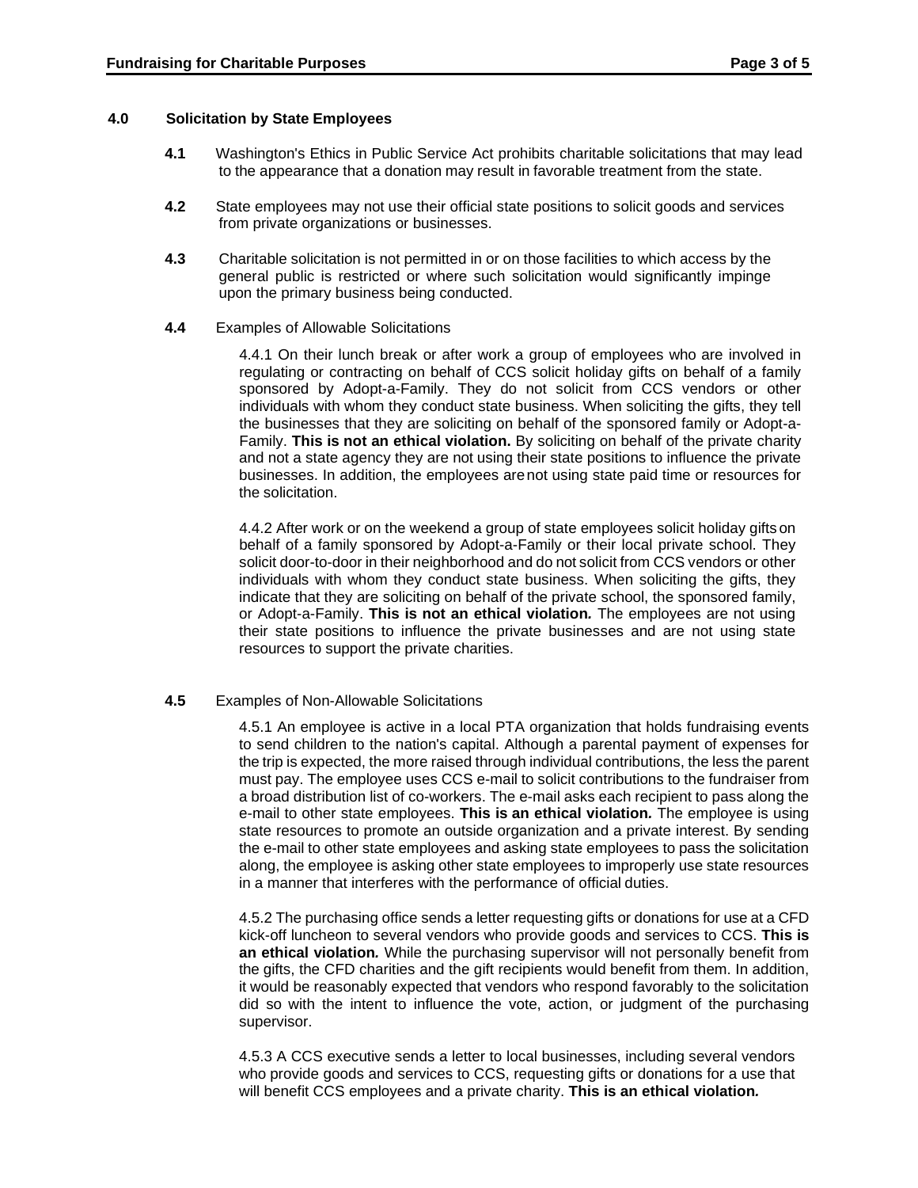## 4.0 Solicitation by State Employees

**4.1** Washington's Ethics in Public Service Act prohibits charitable solicitations that may lead to the appearance that a donation may result in favorable treatment from the state.

**4.2** State employees may not use their official state positions to solicit goods and services from private organizations or businesses.

**4.3** Charitable solicitation is not permitted in or on those facilities to which access by the general public is restricted or where such solicitation would significantly impinge upon the primary business being conducted.

**4.4** Examples of Allowable Solicitations

4.4.1 On their lunch break or after work a group of employees who are involved in regulating or contracting on behalf of CCS solicit holiday gifts on behalf of a family sponsored by Adopt-a-Family. They do not solicit from CCS vendors or other individuals with whom they conduct state business. When soliciting the gifts, they tell the businesses that they are soliciting on behalf of the sponsored family or Adopt-a-Family. **This is not an ethical violation.** By soliciting on behalf of the private charity and not a state agency they are not using their state positions to influence the private businesses. In addition, the employees are not using state paid time or resources for the solicitation.

4.4.2 After work or on the weekend a group of state employees solicit holiday gifts on behalf of a family sponsored by Adopt-a-Family or their local private school. They solicit door-to-door in their neighborhood and do not solicit from CCS vendors or other individuals with whom they conduct state business. When soliciting the gifts, they indicate that they are soliciting on behalf of the private school, the sponsored family, or Adopt-a-Family. **This is not an ethical violation.** The employees are not using their state positions to influence the private businesses and are not using state resources to support the private charities.

**4.5** Examples of Non-Allowable Solicitations

4.5.1 An employee is active in a local PTA organization that holds fundraising events to send children to the nation's capital. Although a parental payment of expenses for the trip is expected, the more raised through individual contributions, the less the parent must pay. The employee uses CCS e-mail to solicit contributions to the fundraiser from a broad distribution list of co-workers. The e-mail asks each recipient to pass along the e-mail to other state employees. **This is an ethical violation.** The employee is using state resources to promote an outside organization and a private interest. By sending the e-mail to other state employees and asking state employees to pass the solicitation along, the employee is asking other state employees to improperly use state resources in a manner that interferes with the performance of official duties.

4.5.2 The purchasing office sends a letter requesting gifts or donations for use at a CFD kick-off luncheon to several vendors who provide goods and services to CCS. **This is an ethical violation.** While the purchasing supervisor will not personally benefit from the gifts, the CFD charities and the gift recipients would benefit from them. In addition, it would be reasonably expected that vendors who respond favorably to the solicitation did so with the intent to influence the vote, action, or judgment of the purchasing supervisor.

4.5.3 A CCS executive sends a letter to local businesses, including several vendors who provide goods and services to CCS, requesting gifts or donations for a use that will benefit CCS employees and a private charity. **This is an ethical violation.**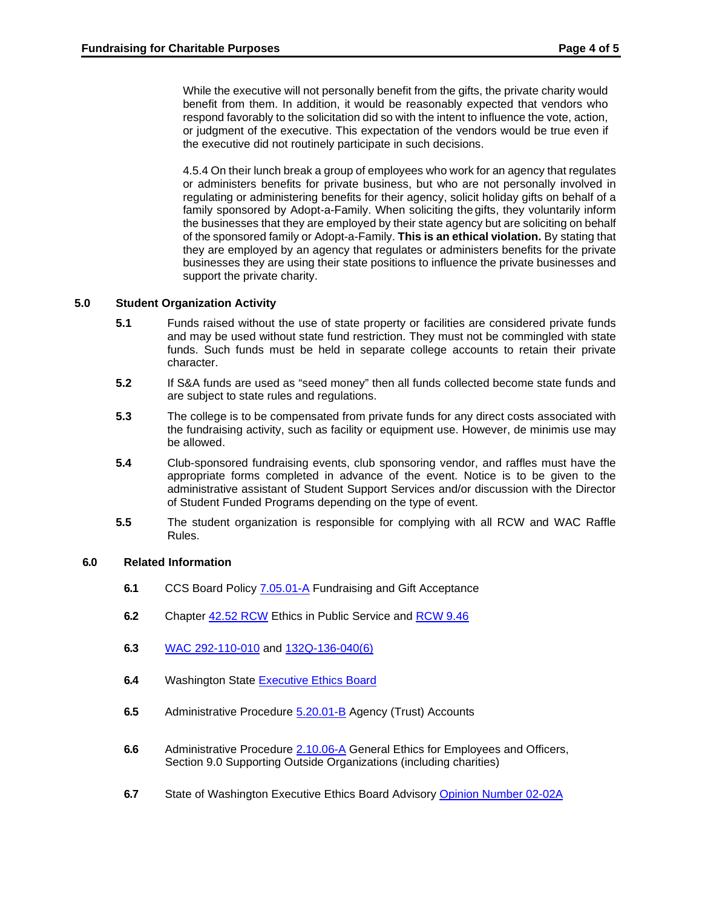While the executive will not personally benefit from the gifts, the private charity would benefit from them. In addition, it would be reasonably expected that vendors who respond favorably to the solicitation did so with the intent to influence the vote, action, or judgment of the executive. This expectation of the vendors would be true even if the executive did not routinely participate in such decisions.

4.5.4 On their lunch break a group of employees who work for an agency that regulates or administers benefits for private business, but who are not personally involved in regulating or administering benefits for their agency, solicit holiday gifts on behalf of a family sponsored by Adopt-a-Family. When soliciting the gifts, they voluntarily inform the businesses that they are employed by their state agency but are soliciting on behalf of the sponsored family or Adopt-a-Family. **This is an ethical violation.** By stating that they are employed by an agency that regulates or administers benefits for the private businesses they are using their state positions to influence the private businesses and support the private charity.

## 5.0 Student Organization Activity

**5.1** Funds raised without the use of state property or facilities are considered private funds and may be used without state fund restriction. They must not be commingled with state funds. Such funds must be held in separate college accounts to retain their private character.

**5.2** If S&A funds are used as "seed money" then all funds collected become state funds and are subject to state rules and regulations.

**5.3** The college is to be compensated from private funds for any direct costs associated with the fundraising activity, such as facility or equipment use. However, de minimis use may be allowed.

**5.4** Club-sponsored fundraising events, club sponsoring vendor, and raffles must have the appropriate forms completed in advance of the event. Notice is to be given to the administrative assistant of Student Support Services and/or discussion with the Director of Student Funded Programs depending on the type of event.

**5.5** The student organization is responsible for complying with all RCW and WAC Raffle Rules.

## 6.0 Related Information

**6.1** CCS Board Policy 7.05.01-A Fundraising and Gift Acceptance

**6.2** Chapter 42.52 RCW Ethics in Public Service and RCW 9.46

**6.3** WAC 292-110-010 and 132Q-136-040(6)

**6.4** Washington State Executive Ethics Board

**6.5** Administrative Procedure 5.20.01-B Agency (Trust) Accounts

**6.6** Administrative Procedure 2.10.06-A General Ethics for Employees and Officers, Section 9.0 Supporting Outside Organizations (including charities)

**6.7** State of Washington Executive Ethics Board Advisory Opinion Number 02-02A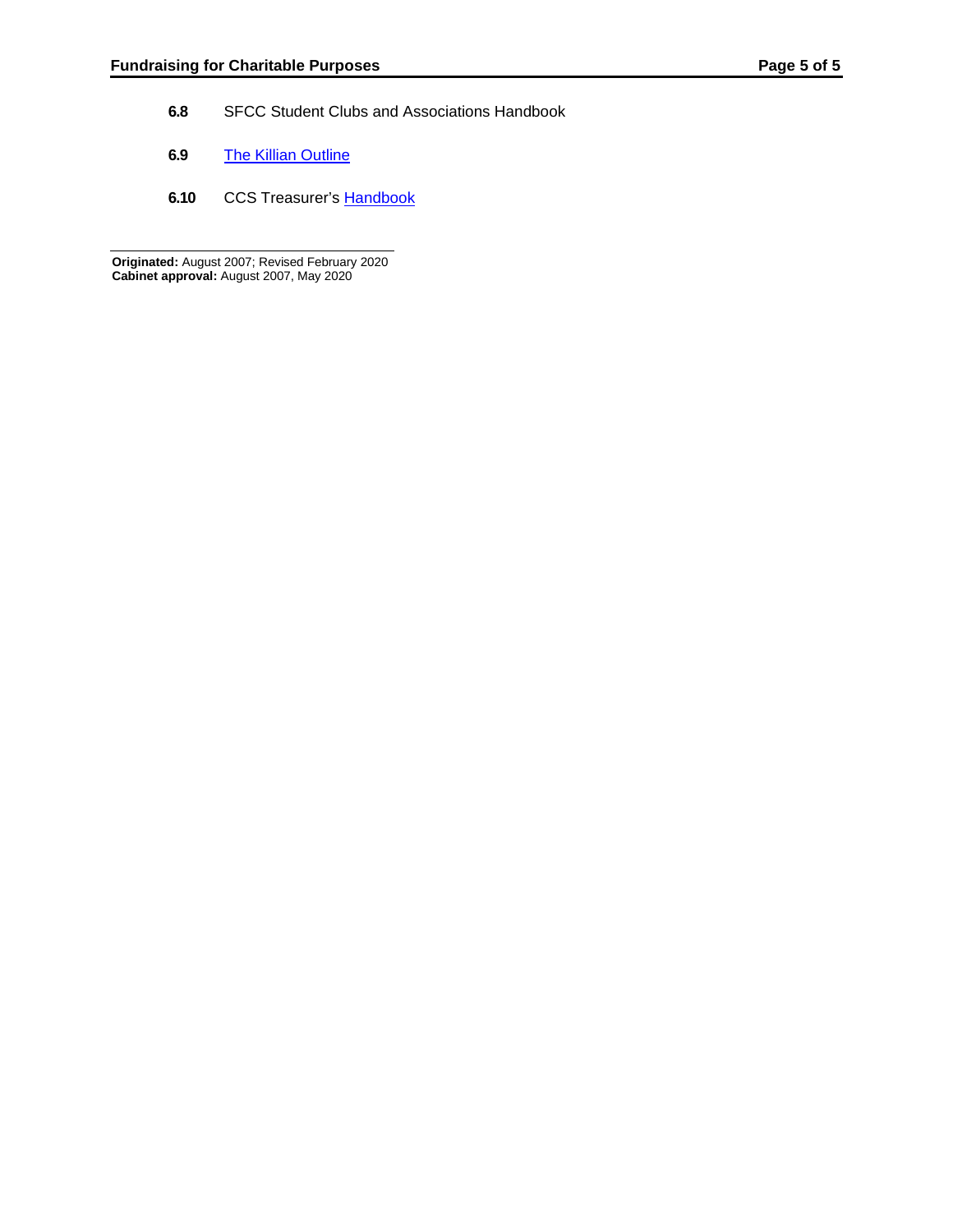**6.8** SFCC Student Clubs and Associations Handbook

**6.9** The Killian Outline

**6.10** CCS Treasurer's Handbook

---

**Originated:** August 2007; Revised February 2020
**Cabinet approval:** August 2007, May 2020